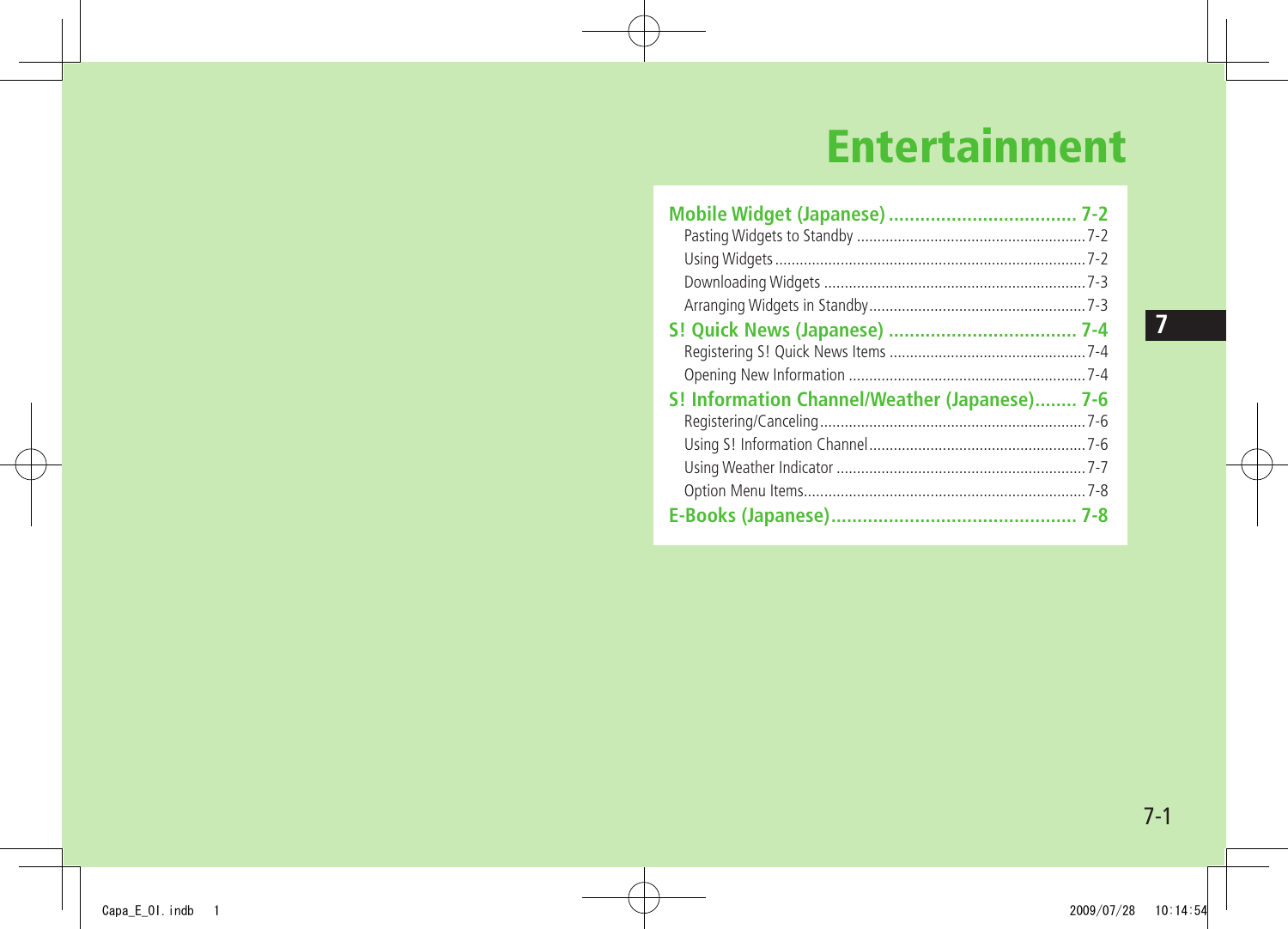# Entertainment

**Mobile Widget (Japanese) .................................... 7-2**

- Pasting Widgets to Standby ........................................................7-2
- Using Widgets ............................................................................7-2
- Downloading Widgets .................................................................7-3
- Arranging Widgets in Standby.....................................................7-3

**S! Quick News (Japanese) .................................... 7-4**

- Registering S! Quick News Items ................................................7-4
- Opening New Information ..........................................................7-4

**S! Information Channel/Weather (Japanese)........ 7-6**

- Registering/Canceling.................................................................7-6
- Using S! Information Channel.....................................................7-6
- Using Weather Indicator .............................................................7-7
- Option Menu Items.....................................................................7-8

**E-Books (Japanese)............................................... 7-8**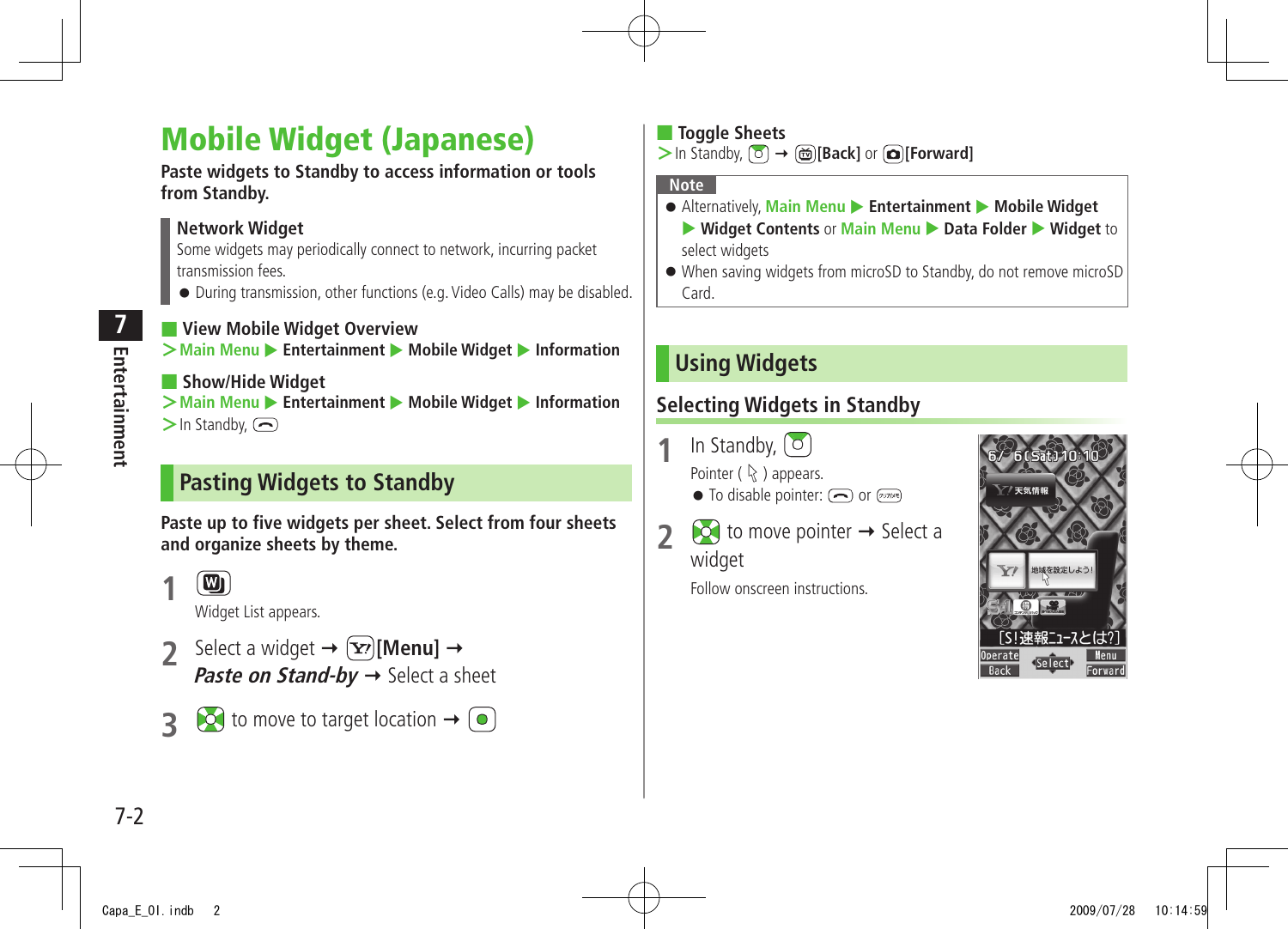# Mobile Widget (Japanese)

**Paste widgets to Standby to access information or tools from Standby.**

**Network Widget**
Some widgets may periodically connect to network, incurring packet transmission fees.
- During transmission, other functions (e.g. Video Calls) may be disabled.

### View Mobile Widget Overview

>Main Menu ▶ Entertainment ▶ Mobile Widget ▶ Information

### Show/Hide Widget

>Main Menu ▶ Entertainment ▶ Mobile Widget ▶ Information
>In Standby, 

## Pasting Widgets to Standby

**Paste up to five widgets per sheet. Select from four sheets and organize sheets by theme.**

1. 
   Widget List appears.
2. Select a widget → [Menu] → ***Paste on Stand-by*** → Select a sheet
3.  to move to target location → 

### Toggle Sheets

>In Standby,  → [Back] or [Forward]

**Note**
- Alternatively, Main Menu ▶ Entertainment ▶ Mobile Widget ▶ Widget Contents or Main Menu ▶ Data Folder ▶ Widget to select widgets
- When saving widgets from microSD to Standby, do not remove microSD Card.

## Using Widgets

### Selecting Widgets in Standby

1. In Standby, 
   Pointer ( ) appears.
   - To disable pointer:  or 
2.  to move pointer → Select a widget
   Follow onscreen instructions.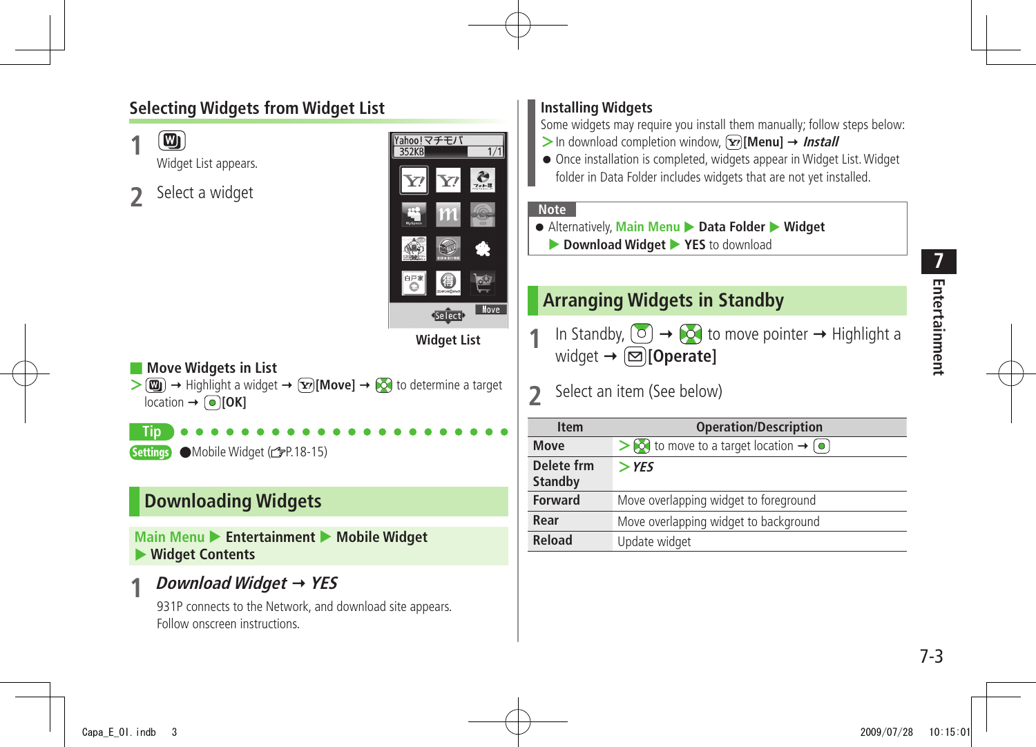## Selecting Widgets from Widget List

**1** [W]

Widget List appears.

**2** Select a widget

Widget List

### Move Widgets in List

> [W] → Highlight a widget → [Y!][Move] → [◎] to determine a target location → [●][OK]

**Tip**

Settings ●Mobile Widget (☞P.18-15)

## Downloading Widgets

Main Menu ▶ Entertainment ▶ Mobile Widget ▶ Widget Contents

**1** ***Download Widget*** → ***YES***

931P connects to the Network, and download site appears. Follow onscreen instructions.

### Installing Widgets

Some widgets may require you install them manually; follow steps below:

> In download completion window, [Y!][Menu] → ***Install***

- Once installation is completed, widgets appear in Widget List. Widget folder in Data Folder includes widgets that are not yet installed.

**Note**

- Alternatively, Main Menu ▶ **Data Folder** ▶ **Widget** ▶ **Download Widget** ▶ **YES** to download

## Arranging Widgets in Standby

**1** In Standby, [O] → [◎] to move pointer → Highlight a widget → [✉][Operate]

**2** Select an item (See below)

| Item | Operation/Description |
| --- | --- |
| Move | > [◎] to move to a target location → [●] |
| Delete frm Standby | > *YES* |
| Forward | Move overlapping widget to foreground |
| Rear | Move overlapping widget to background |
| Reload | Update widget |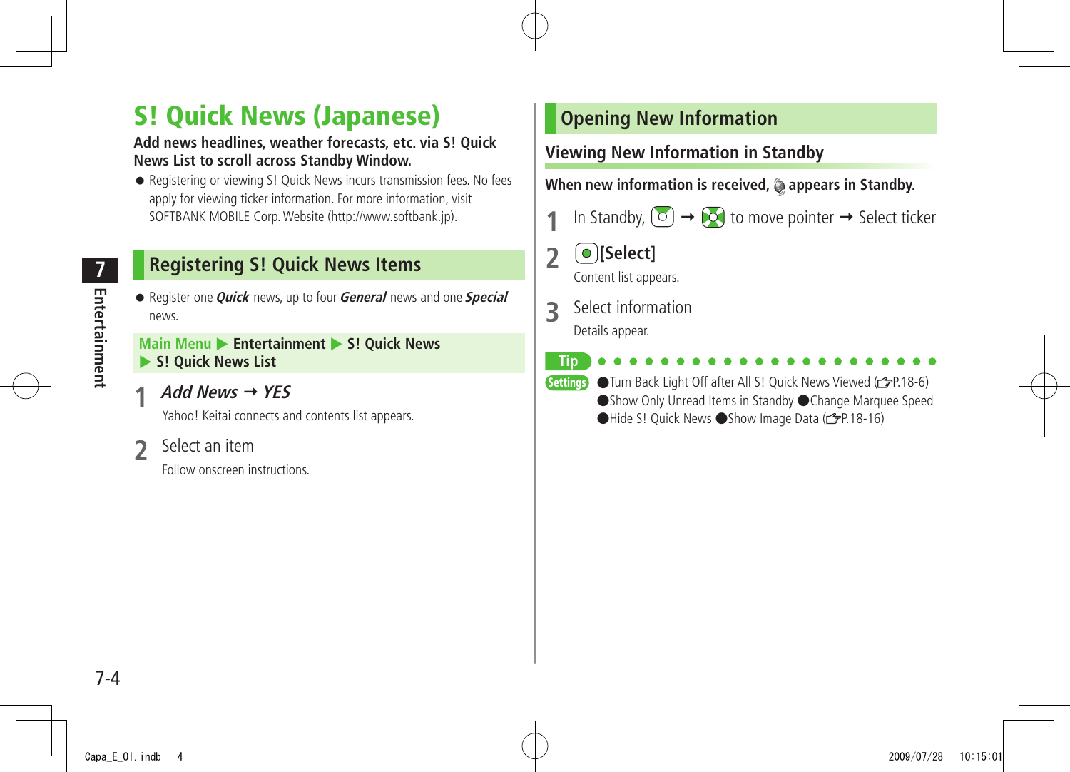# S! Quick News (Japanese)

**Add news headlines, weather forecasts, etc. via S! Quick News List to scroll across Standby Window.**

- Registering or viewing S! Quick News incurs transmission fees. No fees apply for viewing ticker information. For more information, visit SOFTBANK MOBILE Corp. Website (http://www.softbank.jp).

## Registering S! Quick News Items

- Register one ***Quick*** news, up to four ***General*** news and one ***Special*** news.

Main Menu ▶ **Entertainment** ▶ **S! Quick News** ▶ **S! Quick News List**

**1** ***Add News*** → ***YES***

Yahoo! Keitai connects and contents list appears.

**2** Select an item

Follow onscreen instructions.

## Opening New Information

### Viewing New Information in Standby

**When new information is received, appears in Standby.**

**1** In Standby, → to move pointer → Select ticker

**2** **[Select]**

Content list appears.

**3** Select information

Details appear.

**Tip**

**Settings** ●Turn Back Light Off after All S! Quick News Viewed (☞P.18-6) ●Show Only Unread Items in Standby ●Change Marquee Speed ●Hide S! Quick News ●Show Image Data (☞P.18-16)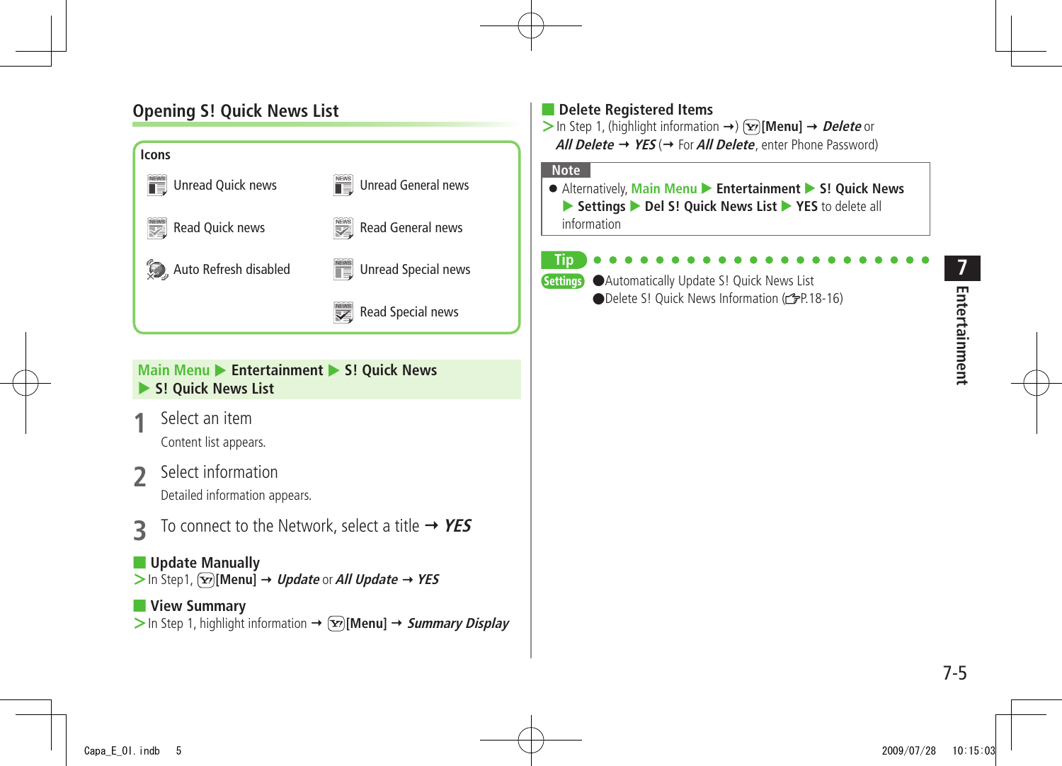## Opening S! Quick News List

**Icons**

| | |
|---|---|
| Unread Quick news | Unread General news |
| Read Quick news | Read General news |
| Auto Refresh disabled | Unread Special news |
| | Read Special news |

**Main Menu ▶ Entertainment ▶ S! Quick News ▶ S! Quick News List**

**1** Select an item

Content list appears.

**2** Select information

Detailed information appears.

**3** To connect to the Network, select a title → ***YES***

### Update Manually

> In Step1, [Menu] → ***Update*** or ***All Update*** → ***YES***

### View Summary

> In Step 1, highlight information → [Menu] → ***Summary Display***

### Delete Registered Items

> In Step 1, (highlight information →) [Menu] → ***Delete*** or ***All Delete*** → ***YES*** (→ For ***All Delete***, enter Phone Password)

**Note**

- Alternatively, Main Menu ▶ Entertainment ▶ S! Quick News ▶ Settings ▶ Del S! Quick News List ▶ YES to delete all information

**Tip**

Settings
- Automatically Update S! Quick News List
- Delete S! Quick News Information (☞P.18-16)

7 Entertainment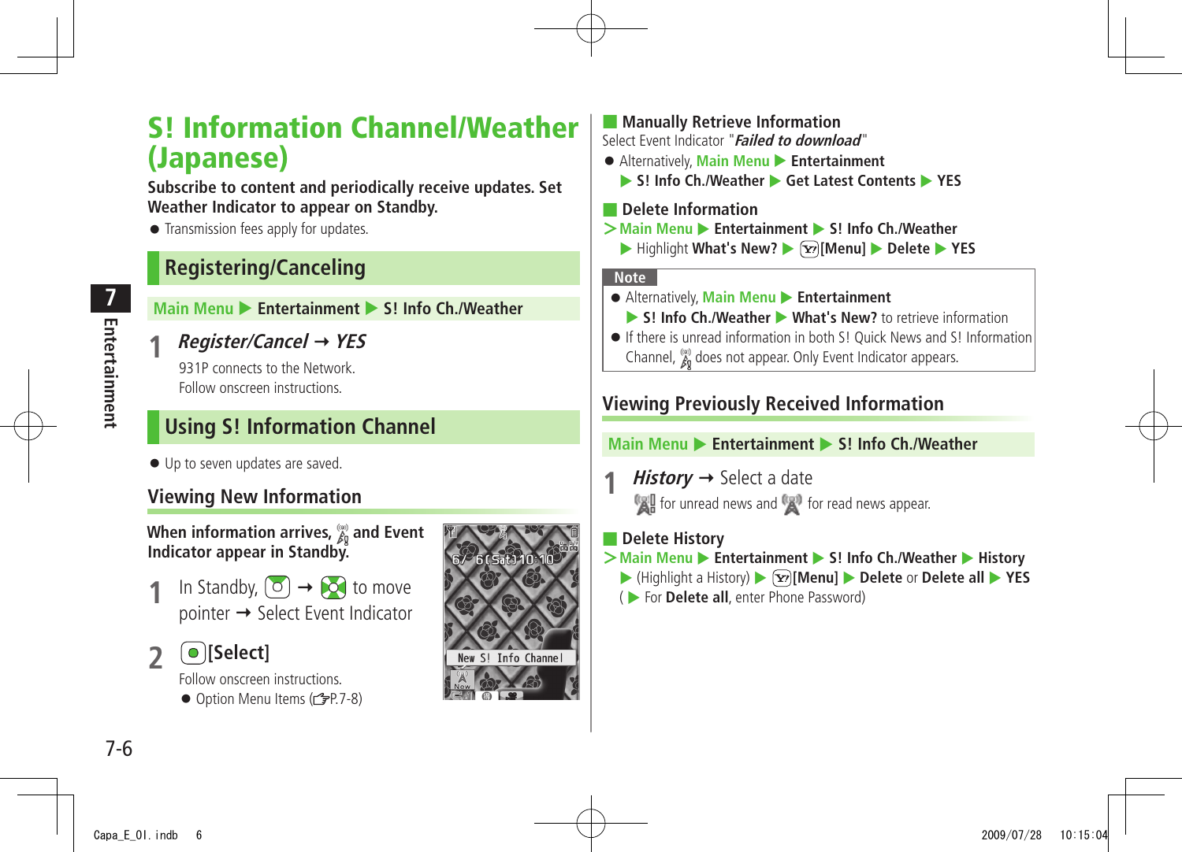# S! Information Channel/Weather (Japanese)

**Subscribe to content and periodically receive updates. Set Weather Indicator to appear on Standby.**

- Transmission fees apply for updates.

## Registering/Canceling

Main Menu ▶ **Entertainment** ▶ **S! Info Ch./Weather**

**1** ***Register/Cancel*** → ***YES***

931P connects to the Network.
Follow onscreen instructions.

## Using S! Information Channel

- Up to seven updates are saved.

### Viewing New Information

**When information arrives, and Event Indicator appear in Standby.**

**1** In Standby, → to move pointer → Select Event Indicator

**2** **[Select]**

Follow onscreen instructions.

- Option Menu Items (☞P.7-8)

### Manually Retrieve Information

Select Event Indicator "***Failed to download***"

- Alternatively, Main Menu ▶ **Entertainment** ▶ **S! Info Ch./Weather** ▶ **Get Latest Contents** ▶ **YES**

### Delete Information

> Main Menu ▶ **Entertainment** ▶ **S! Info Ch./Weather** ▶ Highlight **What's New?** ▶ **[Menu]** ▶ **Delete** ▶ **YES**

**Note**

- Alternatively, Main Menu ▶ **Entertainment** ▶ **S! Info Ch./Weather** ▶ **What's New?** to retrieve information
- If there is unread information in both S! Quick News and S! Information Channel, does not appear. Only Event Indicator appears.

## Viewing Previously Received Information

Main Menu ▶ **Entertainment** ▶ **S! Info Ch./Weather**

**1** ***History*** → Select a date

for unread news and for read news appear.

### Delete History

> Main Menu ▶ **Entertainment** ▶ **S! Info Ch./Weather** ▶ **History** ▶ (Highlight a History) ▶ **[Menu]** ▶ **Delete** or **Delete all** ▶ **YES** ( ▶ For **Delete all**, enter Phone Password)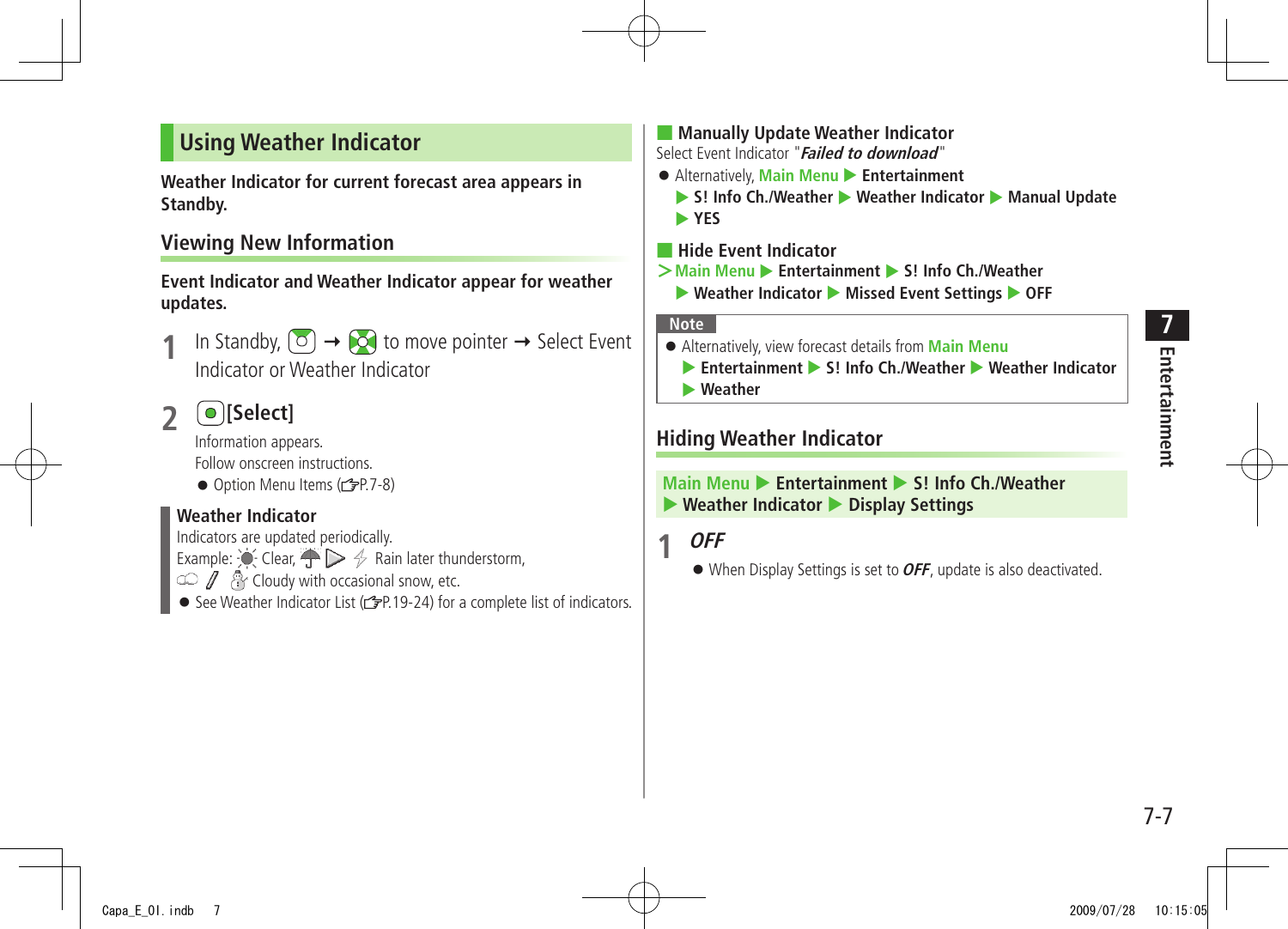## Using Weather Indicator

**Weather Indicator for current forecast area appears in Standby.**

### Viewing New Information

**Event Indicator and Weather Indicator appear for weather updates.**

**1** In Standby, ⊙ → ✥ to move pointer → Select Event Indicator or Weather Indicator

**2** ●[Select]

Information appears.
Follow onscreen instructions.

- Option Menu Items (☞P.7-8)

**Weather Indicator**
Indicators are updated periodically.
Example: Clear, Rain later thunderstorm, Cloudy with occasional snow, etc.

- See Weather Indicator List (☞P.19-24) for a complete list of indicators.

#### Manually Update Weather Indicator

Select Event Indicator "***Failed to download***"

- Alternatively, Main Menu ▶ **Entertainment** ▶ **S! Info Ch./Weather** ▶ **Weather Indicator** ▶ **Manual Update** ▶ **YES**

#### Hide Event Indicator

> Main Menu ▶ **Entertainment** ▶ **S! Info Ch./Weather** ▶ **Weather Indicator** ▶ **Missed Event Settings** ▶ **OFF**

**Note**

- Alternatively, view forecast details from Main Menu ▶ **Entertainment** ▶ **S! Info Ch./Weather** ▶ **Weather Indicator** ▶ **Weather**

### Hiding Weather Indicator

Main Menu ▶ **Entertainment** ▶ **S! Info Ch./Weather** ▶ **Weather Indicator** ▶ **Display Settings**

**1** ***OFF***

- When Display Settings is set to ***OFF***, update is also deactivated.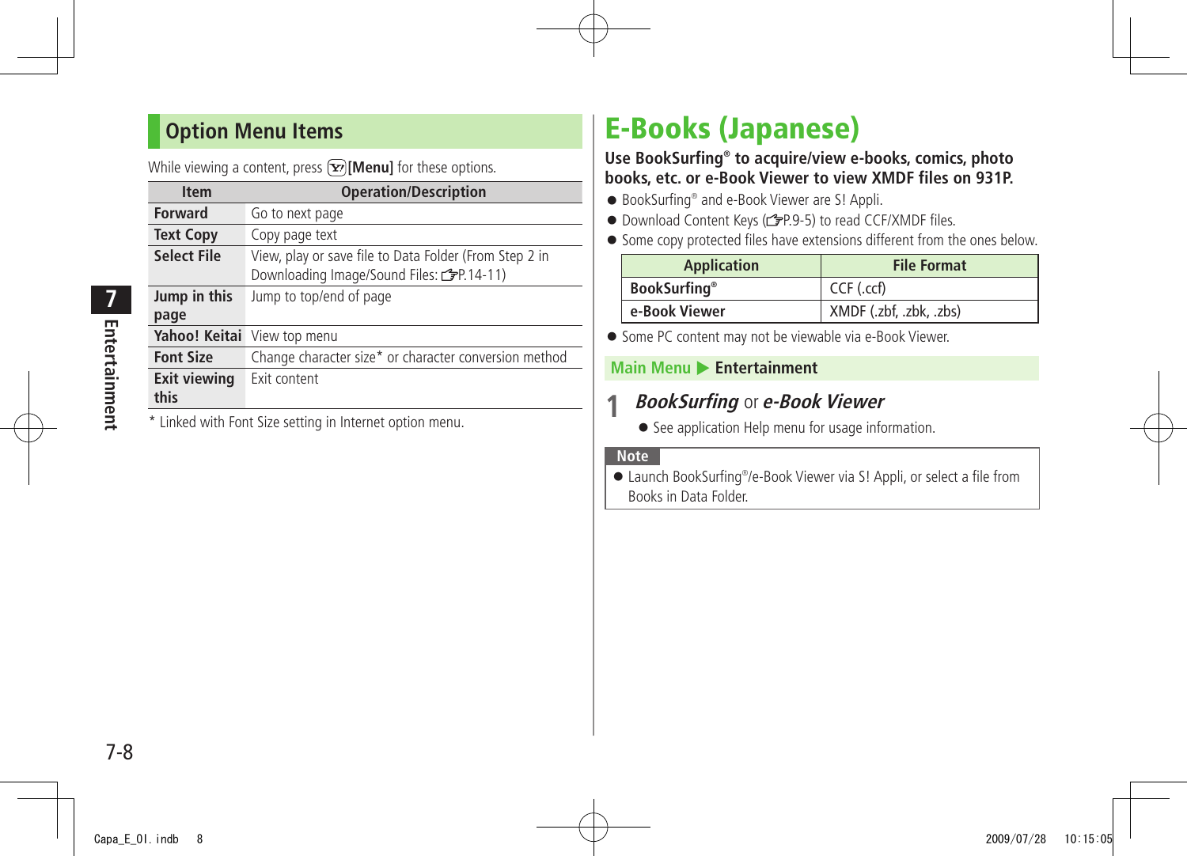## Option Menu Items

While viewing a content, press [Menu] for these options.

| Item | Operation/Description |
|---|---|
| **Forward** | Go to next page |
| **Text Copy** | Copy page text |
| **Select File** | View, play or save file to Data Folder (From Step 2 in Downloading Image/Sound Files: ☞P.14-11) |
| **Jump in this page** | Jump to top/end of page |
| **Yahoo! Keitai** | View top menu |
| **Font Size** | Change character size* or character conversion method |
| **Exit viewing this** | Exit content |

* Linked with Font Size setting in Internet option menu.

# E-Books (Japanese)

**Use BookSurfing® to acquire/view e-books, comics, photo books, etc. or e-Book Viewer to view XMDF files on 931P.**

- BookSurfing® and e-Book Viewer are S! Appli.
- Download Content Keys (☞P.9-5) to read CCF/XMDF files.
- Some copy protected files have extensions different from the ones below.

| Application | File Format |
|---|---|
| **BookSurfing®** | CCF (.ccf) |
| **e-Book Viewer** | XMDF (.zbf, .zbk, .zbs) |

- Some PC content may not be viewable via e-Book Viewer.

**Main Menu ▶ Entertainment**

**1** ***BookSurfing*** or ***e-Book Viewer***

- See application Help menu for usage information.

**Note**

- Launch BookSurfing®/e-Book Viewer via S! Appli, or select a file from Books in Data Folder.